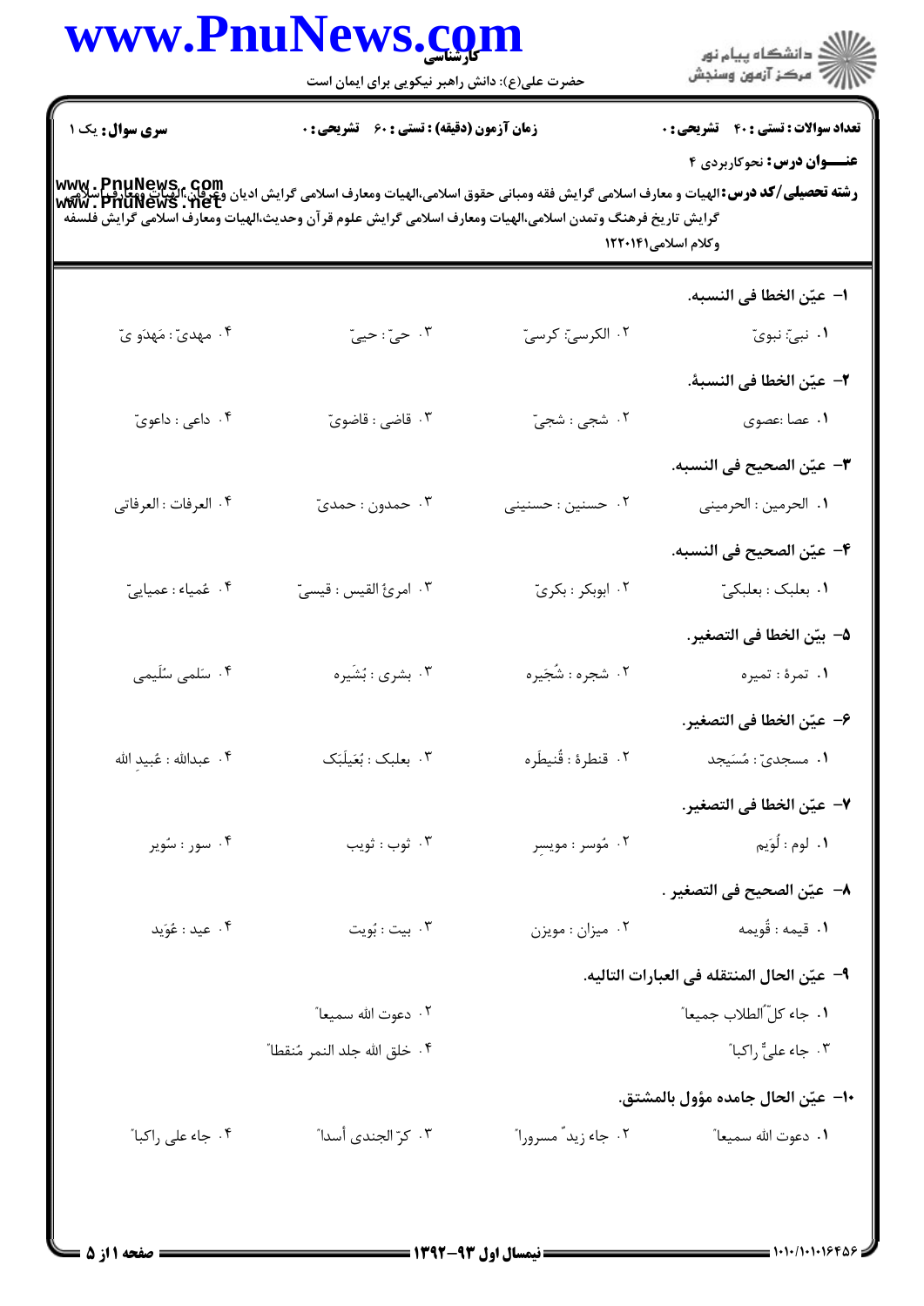کارشناسی

حضرت علی(ع): دانش راهبر نیکویی برای ایمان است

**سری سوال:** یک ۱ | **زمان آزمون (دقیقه) : تستی :** ۶۰ **تشریحی :** ۰ | **تعداد سوالات : تستی :** ۴۰ **تشریحی :** ۰

**عنـــوان درس:** نحوکاربردی ۴

**رشته تحصیلی/کد درس:** الهیات و معارف اسلامی گرایش فقه ومبانی حقوق اسلامی،الهیات ومعارف اسلامی گرایش ادیان وعرفان،الهیات ومعارف اسلامی گرایش تاریخ فرهنگ وتمدن اسلامی،الهیات ومعارف اسلامی گرایش علوم قرآن وحدیث،الهیات ومعارف اسلامی گرایش فلسفه وکلام اسلامی۱۲۲۰۱۴۱

۱- عیّن الخطا فی النسبه.

۱. نبیّ: نبویّ
۲. الکرسیّ: کرسیّ
۳. حیّ : حییّ
۴. مهدیّ : مَهدَو یّ

۲- عیّن الخطا فی النسبۀ.

۱. عصا :عصوی
۲. شجی : شجیّ
۳. قاضی : قاضویّ
۴. داعی : داعویّ

۳- عیّن الصحیح فی النسبه.

۱. الحرمین : الحرمینی
۲. حسنین : حسنینی
۳. حمدون : حمدیّ
۴. العرفات : العرفاتی

۴- عیّن الصحیح فی النسبه.

۱. بعلبک : بعلبکیّ
۲. ابوبکر : بکریّ
۳. امرئ القیس : قیسیّ
۴. غُمیاء : عمیایی

۵- بیّن الخطا فی التصغیر.

۱. تمرۀ : تمیره
۲. شجره : شُجَیره
۳. بشری : بُشَیره
۴. سَلمی سُلَیمی

۶- عیّن الخطا فی التصغیر.

۱. مسجدیّ : مُسَیجد
۲. قنطرۀ : قُنیطَره
۳. بعلبک : بُعَیلَبَک
۴. عبدالله : عُبید الله

۷- عیّن الخطا فی التصغیر.

۱. لوم : لُوَیم
۲. مُوسر : مویسر
۳. ثوب : ثویب
۴. سور : سُوَیر

۸- عیّن الصحیح فی التصغیر .

۱. قیمه : قُویمه
۲. میزان : مویزن
۳. بیت : بُویت
۴. عید : عُوَید

۹- عیّن الحال المنتقله فی العبارات التالیه.

۱. جاء کلُّ الطلاب جمیعاً
۲. دعوت الله سمیعاً
۳. جاء علیٌّ راکباً
۴. خلق الله جلد النمر مُنقطاً

۱۰- عیّن الحال جامده مؤول بالمشتق.

۱. دعوت الله سمیعاً
۲. جاء زیدٌ مسروراً
۳. کرّ الجندی أسداً
۴. جاء علی راکباً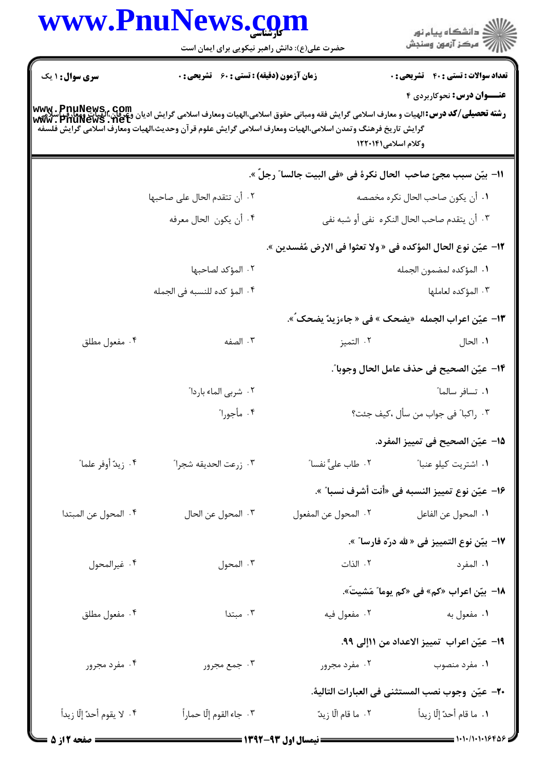**سری سوال:** ۱ یک　　**زمان آزمون (دقیقه) : تستی : ۶۰ تشریحی : ۰**　　**تعداد سوالات : تستی : ۴۰ تشریحی : ۰**

**عنـــوان درس:** نحوکاربردی ۴

**رشته تحصیلی/کد درس:** الهیات و معارف اسلامی گرایش فقه ومبانی حقوق اسلامی،الهیات ومعارف اسلامی گرایش ادیان وعرفان،الهیات ومعارف اسلامی گرایش تاریخ فرهنگ وتمدن اسلامی،الهیات ومعارف اسلامی گرایش علوم قرآن وحدیث،الهیات ومعارف اسلامی گرایش فلسفه وکلام اسلامی۱۲۲۰۱۴۱

۱۱- بیّن سبب مجیءِ صاحب الحال نکرةً فی «فی البیت جالسا" رجلٌ ».

۱. أن یکون صاحب الحال نکره مخصصه
۲. أن تتقدم الحال علی صاحبها
۳. أن یتقدم صاحب الحال النکره نفی أو شبه نفی
۴. أن یکون الحال معرفه

۱۲- عیّن نوع الحال المؤکده فی « ولا تعثوا فی الارض مُفسدین ».

۱. المؤکده لمضمون الجمله
۲. المؤکد لصاحبها
۳. المؤکده لعاملها
۴. المؤ کده للنسبه فی الجمله

۱۳- عیّن اعراب الجمله «یضحک » فی « جاءزیدٌ یضحکُ».

۱. الحال
۲. التمیز
۳. الصفه
۴. مفعول مطلق

۱۴- عیّن الصحیح فی حذف عامل الحال وجوبا".

۱. تسافر سالما"
۲. شربی الماء باردا"
۳. راکبا" فی جواب من سأل ،کیف جئت؟
۴. مأجورا"

۱۵- عیّن الصحیح فی تمییز المفرد.

۱. اشتریت کیلو عنبا"
۲. طاب علیٌّ نفسا"
۳. زرعت الحدیقه شجرا"
۴. زیدٌ أوفر علما"

۱۶- عیّن نوع تمییز النسبه فی «أنت أشرف نسبا" ».

۱. المحول عن الفاعل
۲. المحول عن المفعول
۳. المحول عن الحال
۴. المحول عن المبتدا

۱۷- بیّن نوع التمییز فی « لله درّه فارسا" ».

۱. المفرد
۲. الذات
۳. المحول
۴. غیرالمحول

۱۸- بیّن اعراب «کم» فی «کم یوما" مَشیتَ».

۱. مفعول به
۲. مفعول فیه
۳. مبتدا
۴. مفعول مطلق

۱۹- عیّن اعراب تمییز الاعداد من ۱۱إلی ۹۹.

۱. مفرد منصوب
۲. مفرد مجرور
۳. جمع مجرور
۴. مفرد مجرور

۲۰- عیّن وجوب نصب المستثنی فی العبارات التالیهْ.

۱. ما قام أحدٌ إلّا زیداً
۲. ما قام الّا زیدٌ
۳. جاء القوم إلّا حماراً
۴. لا یقوم أحدٌ إلّا زیداً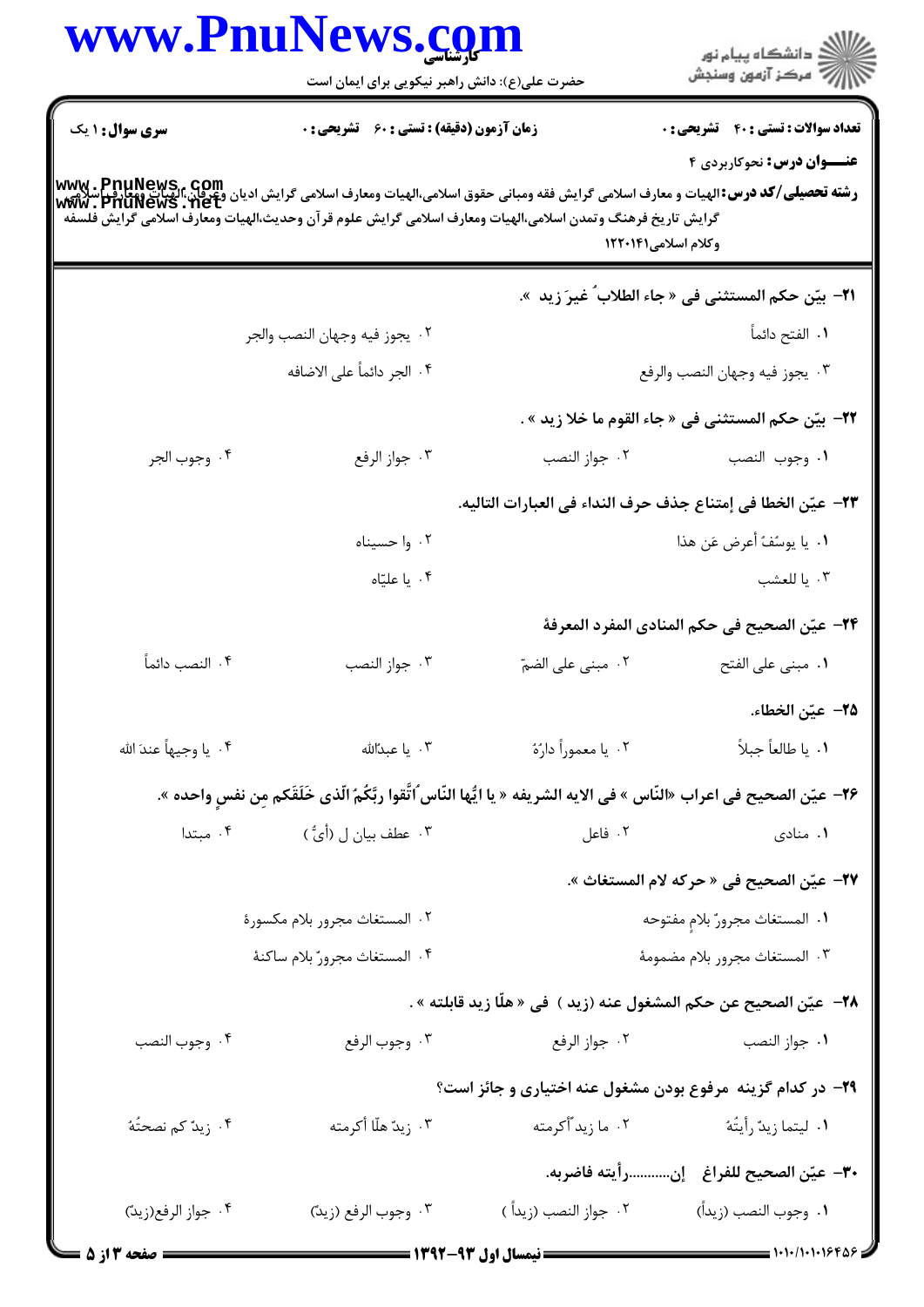**سری سوال:** ۱ یک

**زمان آزمون (دقیقه) : تستی : ۶۰ تشریحی : ۰**

**تعداد سوالات : تستی : ۴۰ تشریحی : ۰**

**عنـــوان درس:** نحوکاربردی ۴

**رشته تحصیلی/کد درس:** الهیات و معارف اسلامی گرایش فقه ومبانی حقوق اسلامی،الهیات ومعارف اسلامی گرایش ادیان وعرفان،الهیات ومعارف اسلامی گرایش تاریخ فرهنگ وتمدن اسلامی،الهیات ومعارف اسلامی گرایش علوم قرآن وحدیث،الهیات ومعارف اسلامی گرایش فلسفه وکلام اسلامی۱۲۲۰۱۴۱

۲۱- بیّن حکم المستثنی فی « جاء الطلابُ غیرَ زید ».

۱. الفتح دائماً
۲. یجوز فیه وجهان النصب والجر
۳. یجوز فیه وجهان النصب والرفع
۴. الجر دائماً علی الاضافه

۲۲- بیّن حکم المستثنی فی « جاء القوم ما خلا زید » .

۱. وجوب النصب
۲. جواز النصب
۳. جواز الرفع
۴. وجوب الجر

۲۳- عیّن الخطا فی إمتناع جذف حرف النداء فی العبارات التالیه.

۱. یا یوسُفُ أعرض عَن هذا
۲. وا حسیناه
۳. یا للعشب
۴. یا علیّاه

۲۴- عیّن الصحیح فی حکم المنادی المفرد المعرفهٔ

۱. مبنی علی الفتح
۲. مبنی علی الضمّ
۳. جواز النصب
۴. النصب دائماً

۲۵- عیّن الخطاء.

۱. یا طالعاً جبلاً
۲. یا معموراً دارُهٔ
۳. یا عبدُالله
۴. یا وجیهاً عندَ الله

۲۶- عیّن الصحیح فی اعراب «النّاس » فی الایه الشریفه « یا ایُّها النّاس ُاتّقوا ربَّکمُ الّذی خَلَقَکم مِن نفسٍ واحده ».

۱. منادی
۲. فاعل
۳. عطف بیان ل (أیُّ )
۴. مبتدا

۲۷- عیّن الصحیح فی « حرکه لام المستغاث ».

۱. المستغاث مجرورٌ بلامٍ مفتوحه
۲. المستغاث مجرور بلام مکسورهٔ
۳. المستغاث مجرور بلام مضمومهٔ
۴. المستغاث مجرورٌ بلام ساکنهٔ

۲۸- عیّن الصحیح عن حکم المشغول عنه (زید ) فی « هلّا زید قابلته » .

۱. جواز النصب
۲. جواز الرفع
۳. وجوب الرفع
۴. وجوب النصب

۲۹- در کدام گزینه مرفوع بودن مشغول عنه اختیاری و جائز است؟

۱. لیتما زیدٌ رأیتُهٔ
۲. ما زیدٌ أکرمته
۳. زیدٌ هلّا أکرمته
۴. زیدٌ کم نصحتُهٔ

۳۰- عیّن الصحیح للفراغ إن...........رأیته فاضربه.

۱. وجوب النصب (زیداً)
۲. جواز النصب (زیداً )
۳. وجوب الرفع (زیدٌ)
۴. جواز الرفع(زیدٌ)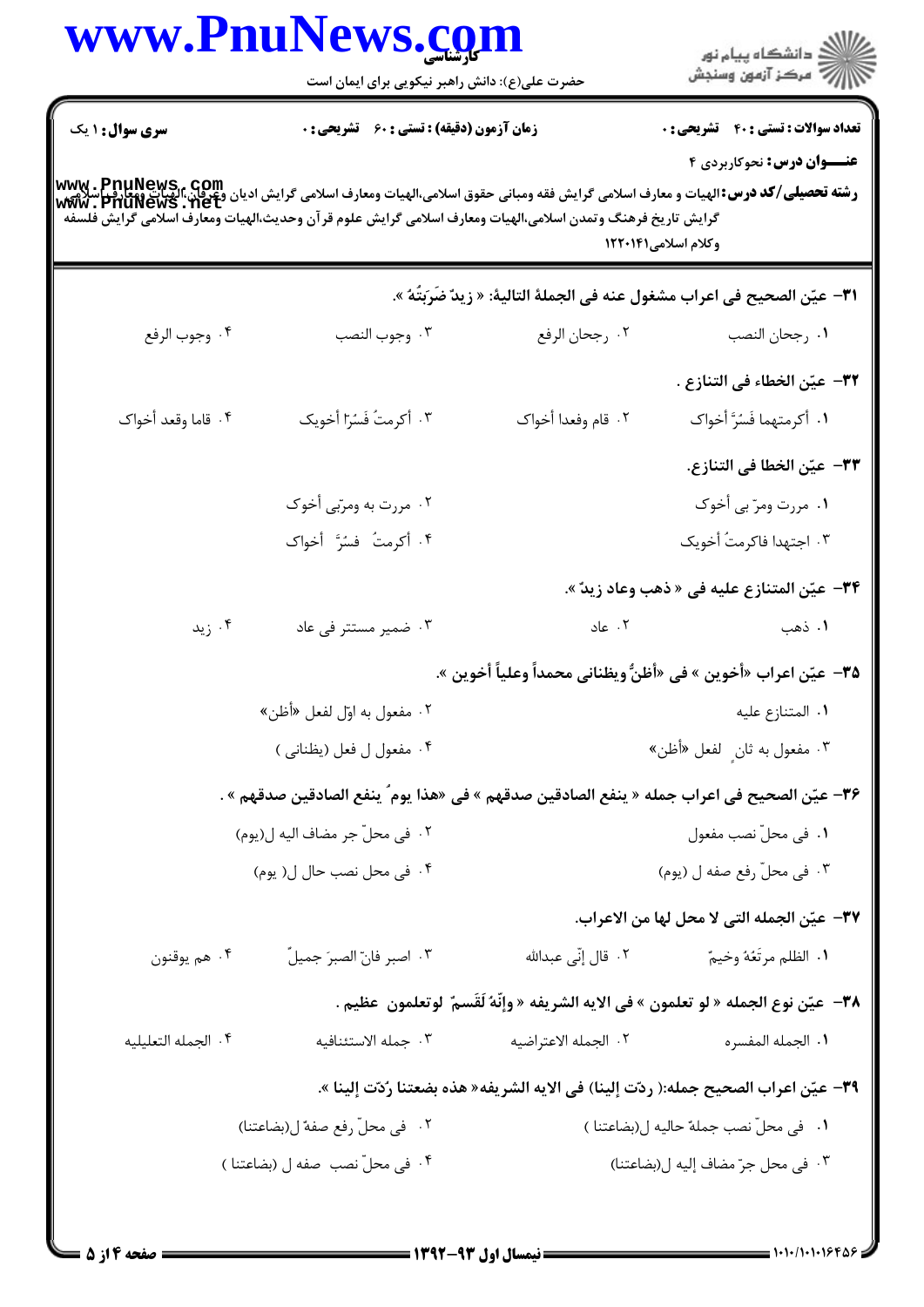**سری سؤال:** ۱ یک | **زمان آزمون (دقیقه) :** تستی : ۶۰ تشریحی : ۰ | **تعداد سؤالات :** تستی : ۴۰ تشریحی : ۰

**عنـــوان درس:** نحوکاربردی ۴

**رشته تحصیلی/کد درس:** الهیات و معارف اسلامی گرایش فقه ومبانی حقوق اسلامی،الهیات ومعارف اسلامی گرایش ادیان وعرفان،الهیات ومعارف اسلامی گرایش تاریخ فرهنگ وتمدن اسلامی،الهیات ومعارف اسلامی گرایش علوم قرآن وحدیث،الهیات ومعارف اسلامی گرایش فلسفه وکلام اسلامی۱۲۲۰۱۴۱

۳۱- عیّن الصحیح فی اعراب مشغول عنه فی الجملة التالیة: « زیدٌ ضَرَبتُهُ ».

۱. رجحان النصب
۲. رجحان الرفع
۳. وجوب النصب
۴. وجوب الرفع

۳۲- عیّن الخطاء فی التنازع .

۱. أکرمتهما فَسَرَّ أخواک
۲. قام وقعدا أخواک
۳. أکرمتُ فَسرّا أخویک
۴. قاما وقعد أخواک

۳۳- عیّن الخطا فی التنازع.

۱. مررت ومرّ بی أخوک
۲. مررت به ومرّبی أخوک
۳. اجتهدا فاکرمتُ أخویک
۴. أکرمتُ فسُرَّ أخواک

۳۴- عیّن المتنازع علیه فی « ذهب وعاد زیدٌ ».

۱. ذهب
۲. عاد
۳. ضمیر مستتر فی عاد
۴. زید

۳۵- عیّن اعراب «أخوین » فی «أظنُّ ویظنانی محمداً وعلیاً أخوین ».

۱. المتنازع علیه
۲. مفعول به اوّل لفعل «أظن»
۳. مفعول به ثانٍ لفعل «أظن»
۴. مفعول ل فعل (یظنانی )

۳۶- عیّن الصحیح فی اعراب جمله « ینفع الصادقین صدقهم » فی «هذا یومُ ینفع الصادقین صدقهم » .

۱. فی محلّ نصب مفعول
۲. فی محلّ جر مضاف الیه ل(یوم)
۳. فی محلّ رفع صفه ل (یوم)
۴. فی محل نصب حال ل( یوم)

۳۷- عیّن الجمله التی لا محل لها من الاعراب.

۱. الظلم مرتَعُهُ وخیمٌ
۲. قال إنّی عبدالله
۳. اصبر فانّ الصبرَ جمیلٌ
۴. هم یوقنون

۳۸- عیّن نوع الجمله « لو تعلمون » فی الایه الشریفه « وإنّهُ لَقَسمٌ لوتعلمون عظیم .

۱. الجمله المفسره
۲. الجمله الاعتراضیه
۳. جمله الاستئنافیه
۴. الجمله التعلیلیه

۳۹- عیّن اعراب الصحیح جمله:( ردّت إلینا) فی الایه الشریفه« هذه بضعتنا رُدّت إلینا ».

۱. فی محلّ نصب جملهٔ حالیه ل(بضاعتنا )
۲. فی محلّ رفع صفهٔ ل(بضاعتنا)
۳. فی محل جرّ مضاف إلیه ل(بضاعتنا)
۴. فی محلّ نصب صفه ل (بضاعتنا )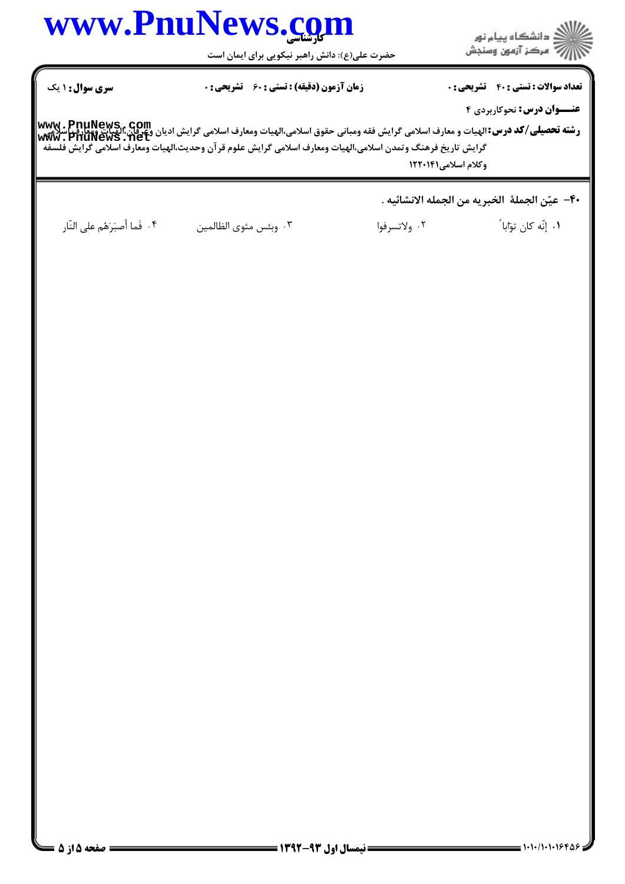**سری سوال:** ۱ یک | **زمان آزمون (دقیقه) : تستی :** ۶۰ **تشریحی :** ۰ | **تعداد سوالات : تستی :** ۴۰ **تشریحی :** ۰

**عنـــوان درس:** نحوکاربردی ۴

**رشته تحصیلی/کد درس:** الهیات و معارف اسلامی گرایش فقه ومبانی حقوق اسلامی،الهیات ومعارف اسلامی گرایش ادیان وعرفان،الهیات ومعارف اسلامی گرایش تاریخ فرهنگ وتمدن اسلامی،الهیات ومعارف اسلامی گرایش علوم قرآن وحدیث،الهیات ومعارف اسلامی گرایش فلسفه وکلام اسلامی۱۲۲۰۱۴۱

۴۰- عیّن الجملةَ الخبریه من الجمله الانشائیه .

۱. إنّه کان توّاباً

۲. ولاتسرفوا

۳. وبئس مثوی الظالمین

۴. فَما أصبَرَهُم علی النّار